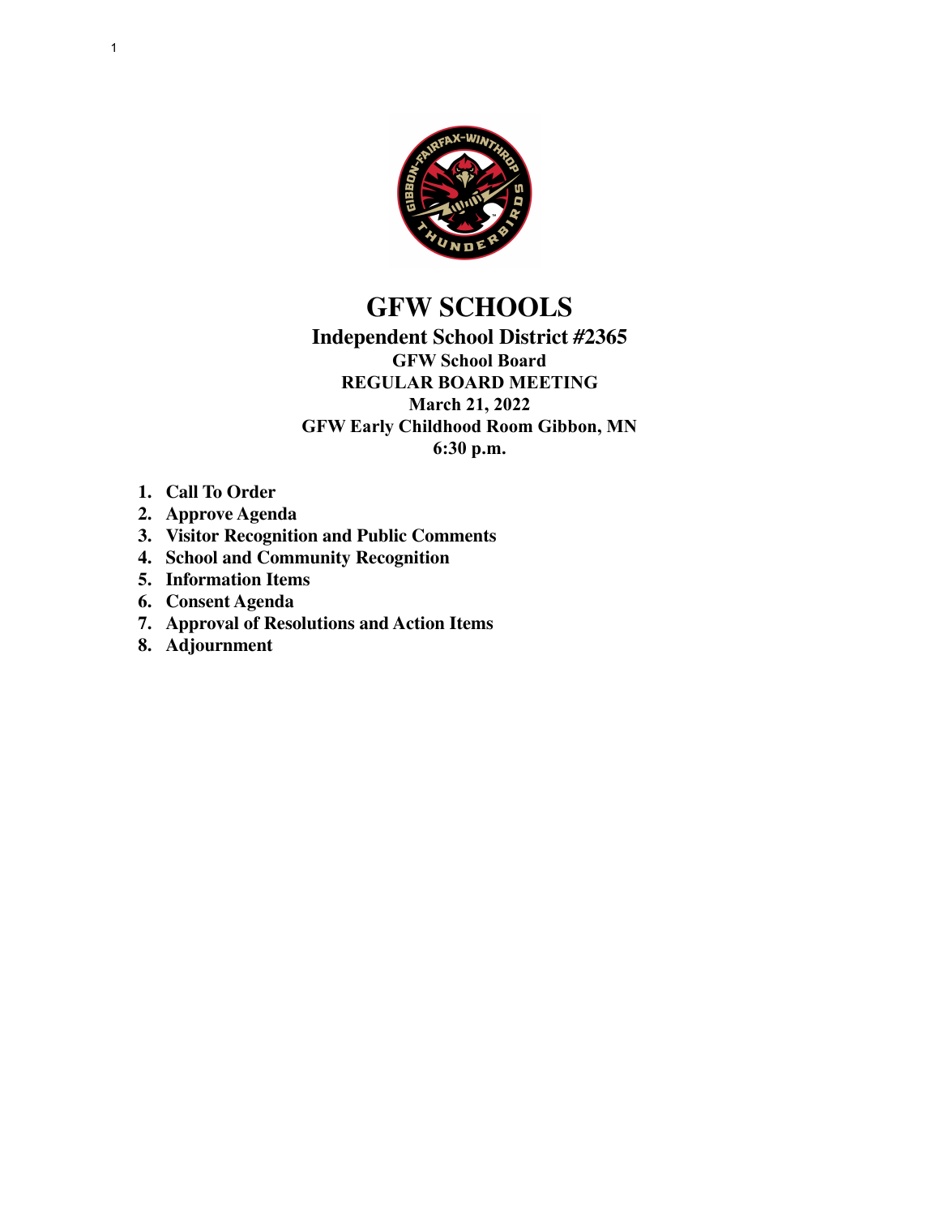# GFW SCHOOLS

## Independent School District #2365

### GFW School Board
### REGULAR BOARD MEETING
### March 21, 2022
### GFW Early Childhood Room Gibbon, MN
### 6:30 p.m.

1. **Call To Order**
2. **Approve Agenda**
3. **Visitor Recognition and Public Comments**
4. **School and Community Recognition**
5. **Information Items**
6. **Consent Agenda**
7. **Approval of Resolutions and Action Items**
8. **Adjournment**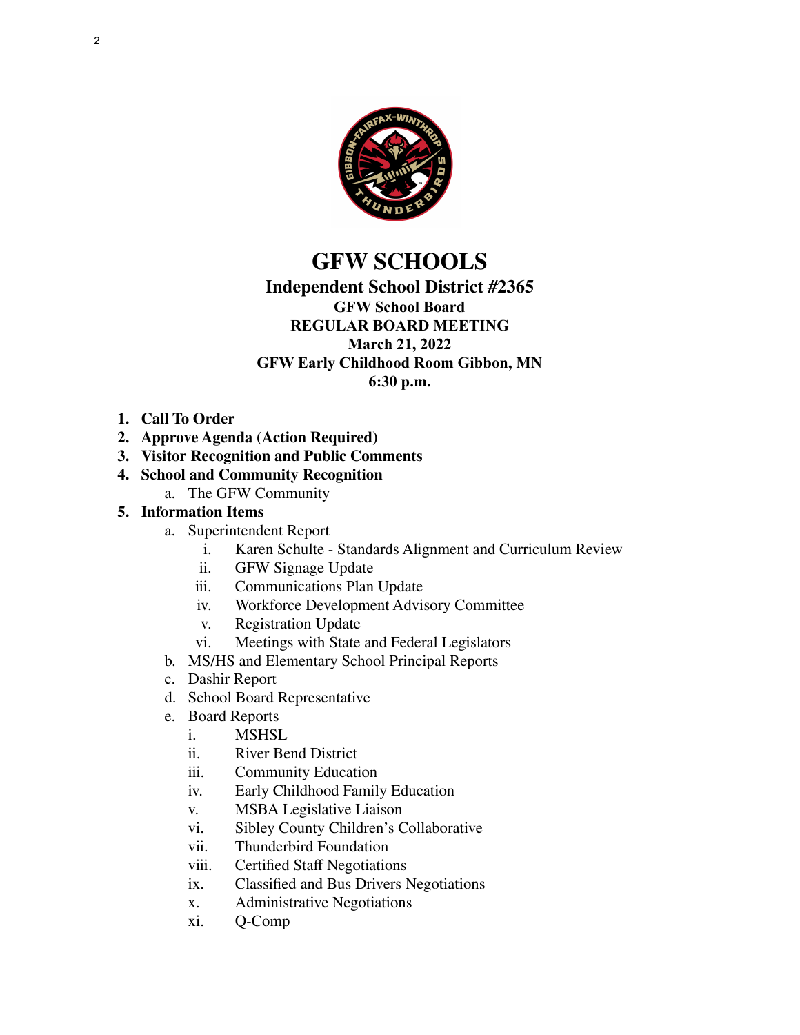# GFW SCHOOLS

## Independent School District #2365

**GFW School Board**
**REGULAR BOARD MEETING**
**March 21, 2022**
**GFW Early Childhood Room Gibbon, MN**
**6:30 p.m.**

1. **Call To Order**
2. **Approve Agenda (Action Required)**
3. **Visitor Recognition and Public Comments**
4. **School and Community Recognition**
   a. The GFW Community
5. **Information Items**
   a. Superintendent Report
      i. Karen Schulte - Standards Alignment and Curriculum Review
      ii. GFW Signage Update
      iii. Communications Plan Update
      iv. Workforce Development Advisory Committee
      v. Registration Update
      vi. Meetings with State and Federal Legislators
   b. MS/HS and Elementary School Principal Reports
   c. Dashir Report
   d. School Board Representative
   e. Board Reports
      i. MSHSL
      ii. River Bend District
      iii. Community Education
      iv. Early Childhood Family Education
      v. MSBA Legislative Liaison
      vi. Sibley County Children's Collaborative
      vii. Thunderbird Foundation
      viii. Certified Staff Negotiations
      ix. Classified and Bus Drivers Negotiations
      x. Administrative Negotiations
      xi. Q-Comp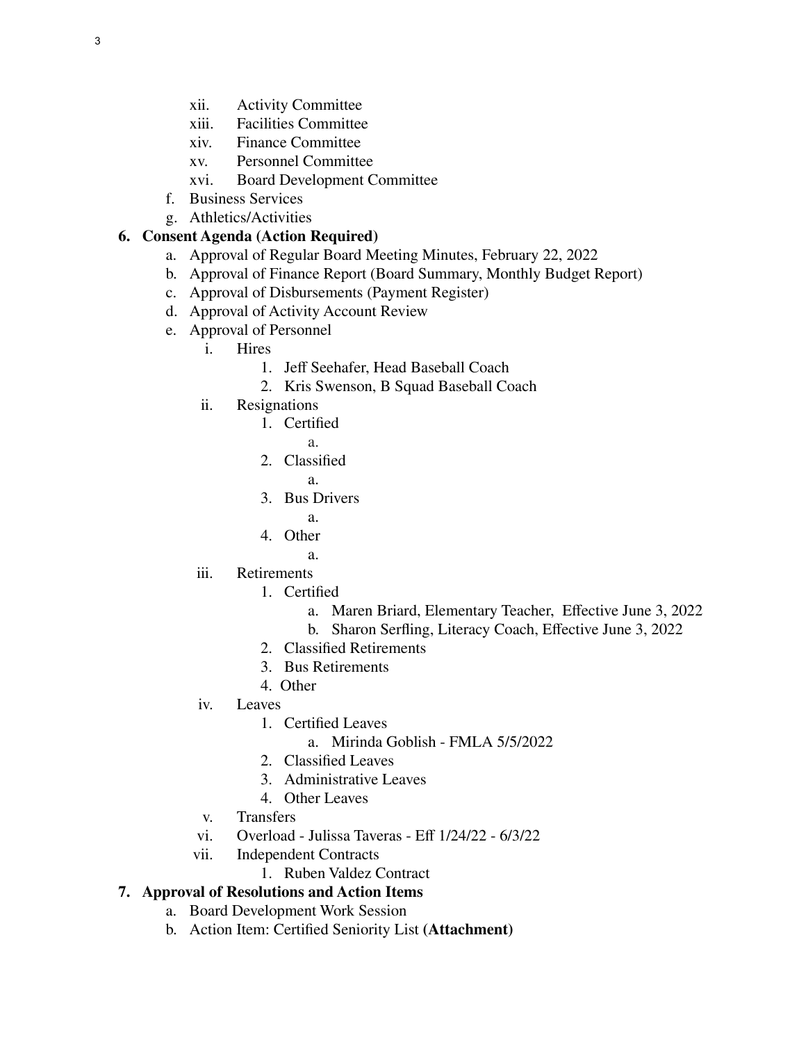- xii. Activity Committee
- xiii. Facilities Committee
- xiv. Finance Committee
- xv. Personnel Committee
- xvi. Board Development Committee

f. Business Services

g. Athletics/Activities

**6. Consent Agenda (Action Required)**

- a. Approval of Regular Board Meeting Minutes, February 22, 2022
- b. Approval of Finance Report (Board Summary, Monthly Budget Report)
- c. Approval of Disbursements (Payment Register)
- d. Approval of Activity Account Review
- e. Approval of Personnel
  - i. Hires
    1. Jeff Seehafer, Head Baseball Coach
    2. Kris Swenson, B Squad Baseball Coach
  - ii. Resignations
    1. Certified
       - a.
    2. Classified
       - a.
    3. Bus Drivers
       - a.
    4. Other
       - a.
  - iii. Retirements
    1. Certified
       - a. Maren Briard, Elementary Teacher, Effective June 3, 2022
       - b. Sharon Serfling, Literacy Coach, Effective June 3, 2022
    2. Classified Retirements
    3. Bus Retirements
    4. Other
  - iv. Leaves
    1. Certified Leaves
       - a. Mirinda Goblish - FMLA 5/5/2022
    2. Classified Leaves
    3. Administrative Leaves
    4. Other Leaves
  - v. Transfers
  - vi. Overload - Julissa Taveras - Eff 1/24/22 - 6/3/22
  - vii. Independent Contracts
    1. Ruben Valdez Contract

**7. Approval of Resolutions and Action Items**

- a. Board Development Work Session
- b. Action Item: Certified Seniority List **(Attachment)**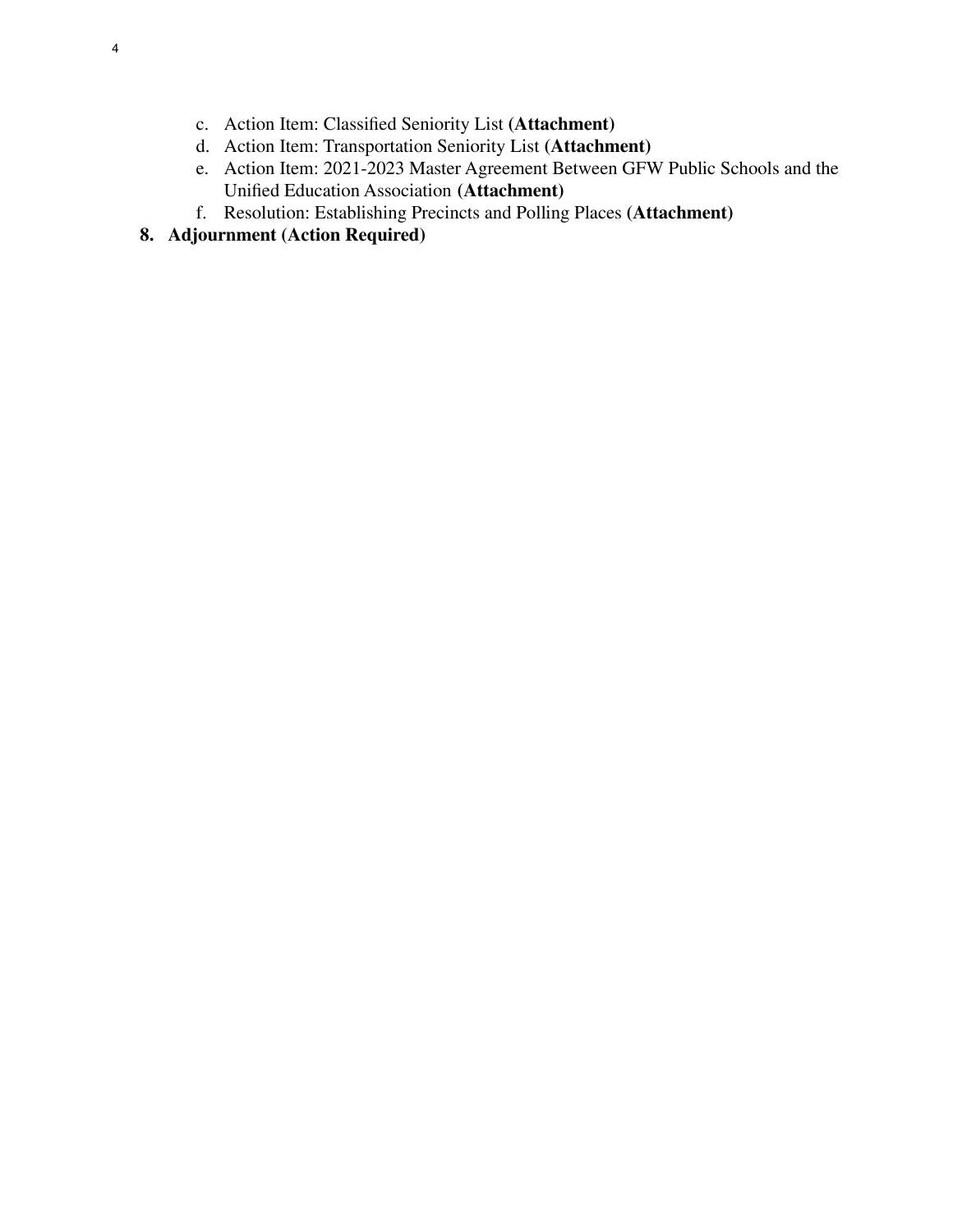c. Action Item: Classified Seniority List **(Attachment)**
d. Action Item: Transportation Seniority List **(Attachment)**
e. Action Item: 2021-2023 Master Agreement Between GFW Public Schools and the Unified Education Association **(Attachment)**
f. Resolution: Establishing Precincts and Polling Places **(Attachment)**

**8. Adjournment (Action Required)**